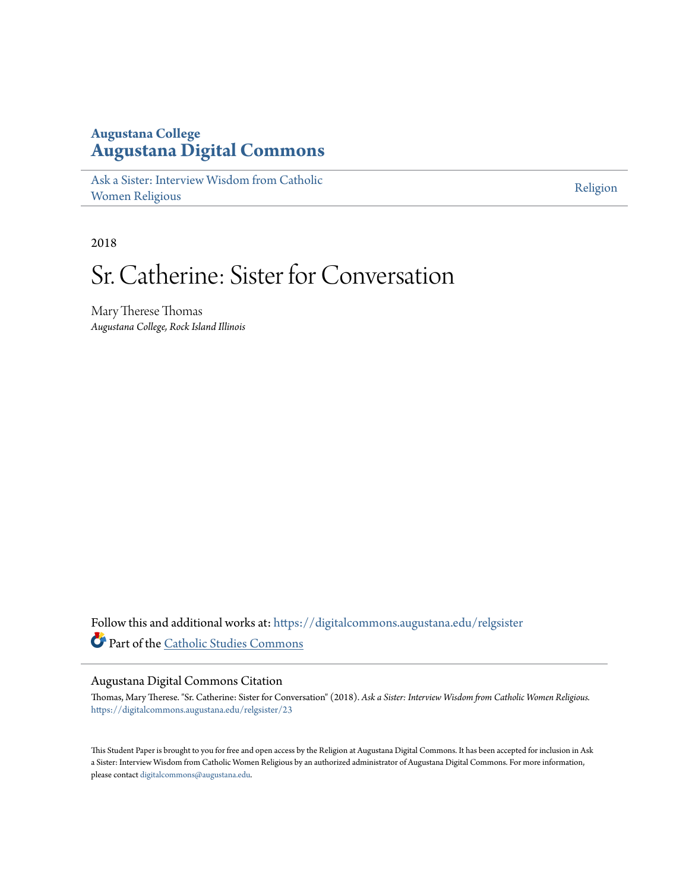**Augustana College**
**Augustana Digital Commons**

Ask a Sister: Interview Wisdom from Catholic Women Religious | Religion

2018

# Sr. Catherine: Sister for Conversation

Mary Therese Thomas
*Augustana College, Rock Island Illinois*

Follow this and additional works at: https://digitalcommons.augustana.edu/relgsister
Part of the Catholic Studies Commons

## Augustana Digital Commons Citation

Thomas, Mary Therese. "Sr. Catherine: Sister for Conversation" (2018). *Ask a Sister: Interview Wisdom from Catholic Women Religious.* https://digitalcommons.augustana.edu/relgsister/23

This Student Paper is brought to you for free and open access by the Religion at Augustana Digital Commons. It has been accepted for inclusion in Ask a Sister: Interview Wisdom from Catholic Women Religious by an authorized administrator of Augustana Digital Commons. For more information, please contact digitalcommons@augustana.edu.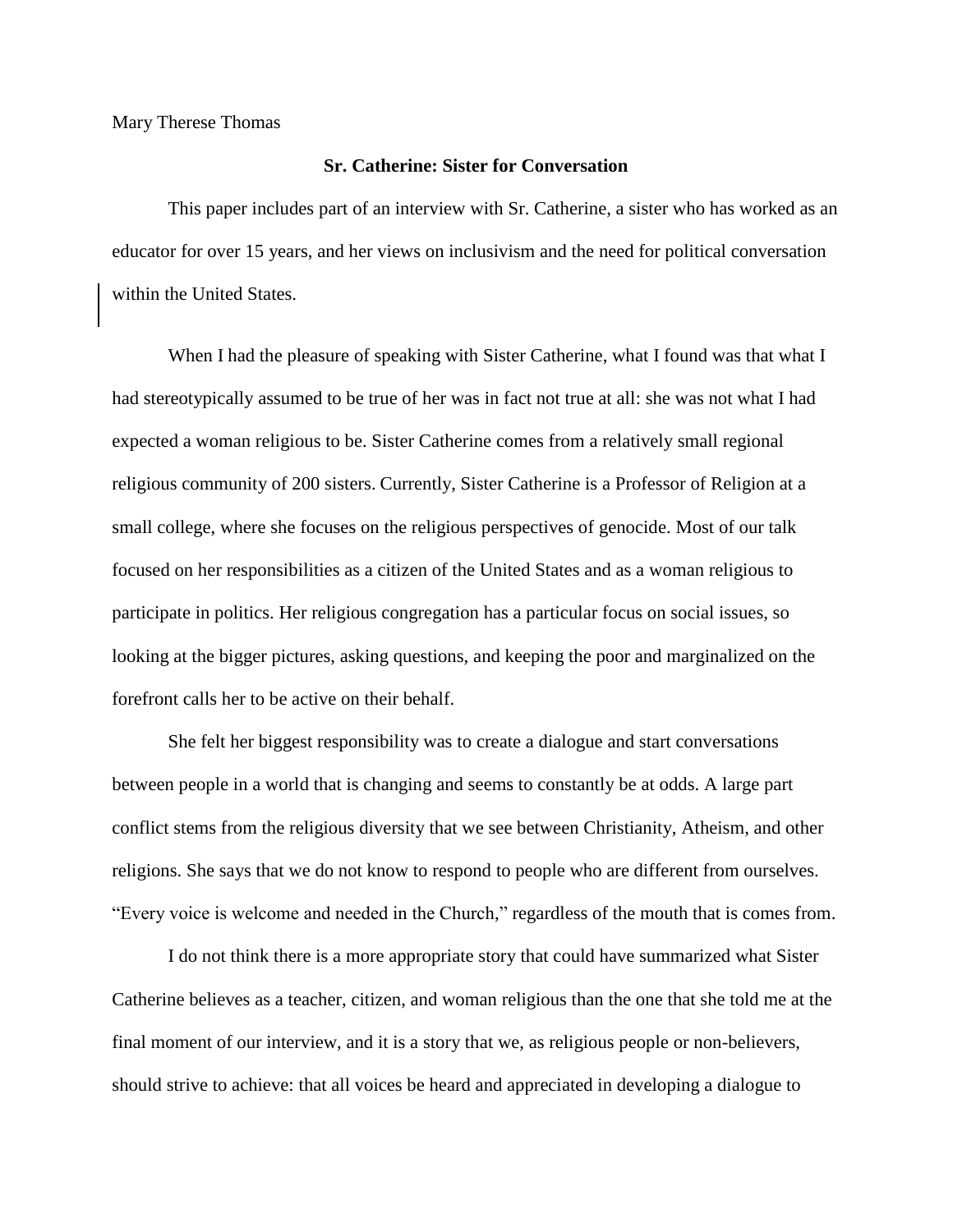Mary Therese Thomas

**Sr. Catherine: Sister for Conversation**

This paper includes part of an interview with Sr. Catherine, a sister who has worked as an educator for over 15 years, and her views on inclusivism and the need for political conversation within the United States.

When I had the pleasure of speaking with Sister Catherine, what I found was that what I had stereotypically assumed to be true of her was in fact not true at all: she was not what I had expected a woman religious to be. Sister Catherine comes from a relatively small regional religious community of 200 sisters. Currently, Sister Catherine is a Professor of Religion at a small college, where she focuses on the religious perspectives of genocide. Most of our talk focused on her responsibilities as a citizen of the United States and as a woman religious to participate in politics. Her religious congregation has a particular focus on social issues, so looking at the bigger pictures, asking questions, and keeping the poor and marginalized on the forefront calls her to be active on their behalf.

She felt her biggest responsibility was to create a dialogue and start conversations between people in a world that is changing and seems to constantly be at odds. A large part conflict stems from the religious diversity that we see between Christianity, Atheism, and other religions. She says that we do not know to respond to people who are different from ourselves. "Every voice is welcome and needed in the Church," regardless of the mouth that is comes from.

I do not think there is a more appropriate story that could have summarized what Sister Catherine believes as a teacher, citizen, and woman religious than the one that she told me at the final moment of our interview, and it is a story that we, as religious people or non-believers, should strive to achieve: that all voices be heard and appreciated in developing a dialogue to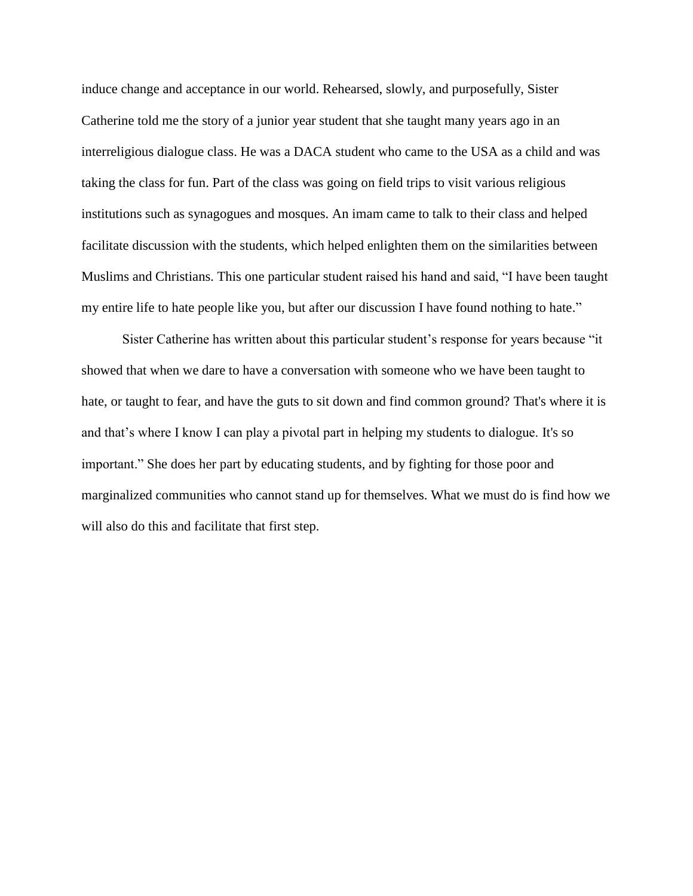induce change and acceptance in our world. Rehearsed, slowly, and purposefully, Sister Catherine told me the story of a junior year student that she taught many years ago in an interreligious dialogue class. He was a DACA student who came to the USA as a child and was taking the class for fun. Part of the class was going on field trips to visit various religious institutions such as synagogues and mosques. An imam came to talk to their class and helped facilitate discussion with the students, which helped enlighten them on the similarities between Muslims and Christians. This one particular student raised his hand and said, "I have been taught my entire life to hate people like you, but after our discussion I have found nothing to hate."

Sister Catherine has written about this particular student's response for years because "it showed that when we dare to have a conversation with someone who we have been taught to hate, or taught to fear, and have the guts to sit down and find common ground? That's where it is and that's where I know I can play a pivotal part in helping my students to dialogue. It's so important." She does her part by educating students, and by fighting for those poor and marginalized communities who cannot stand up for themselves. What we must do is find how we will also do this and facilitate that first step.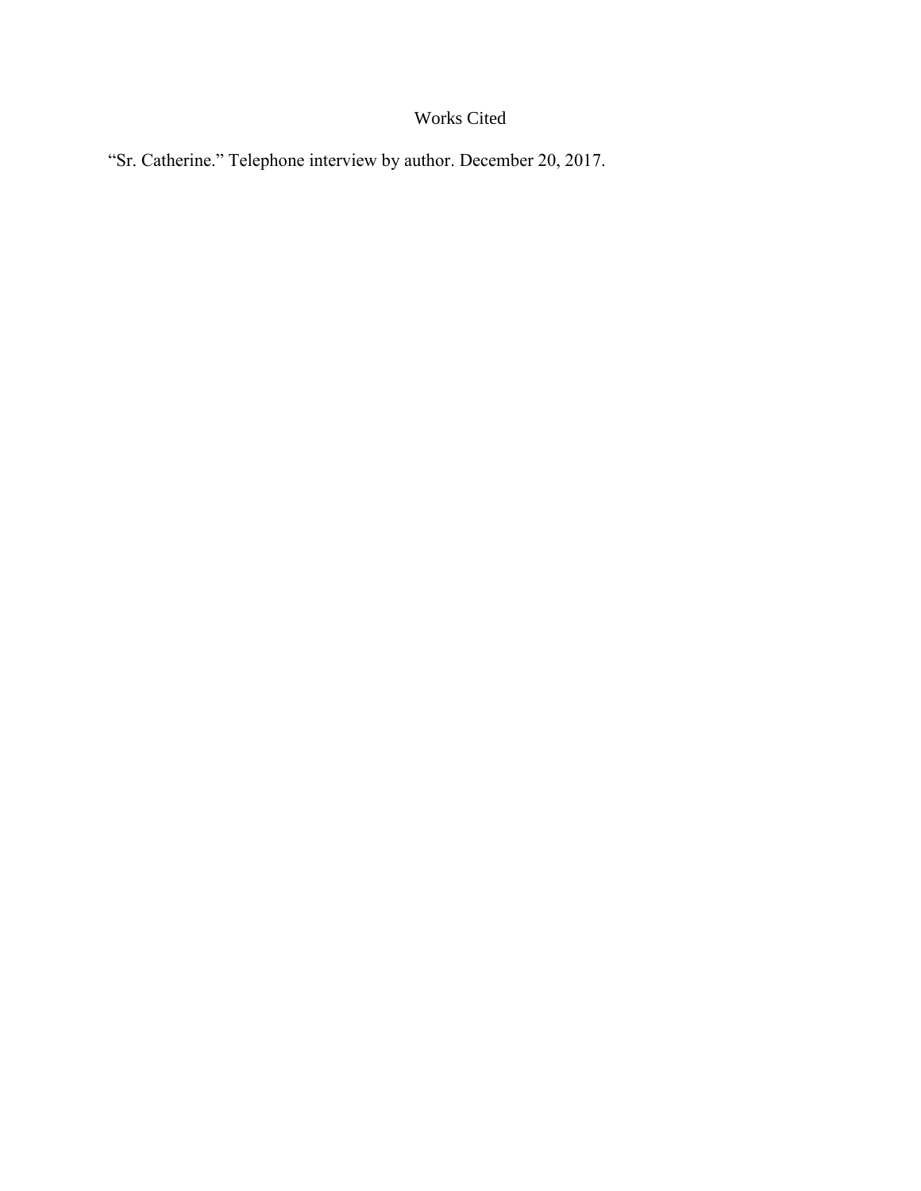# Works Cited

"Sr. Catherine." Telephone interview by author. December 20, 2017.